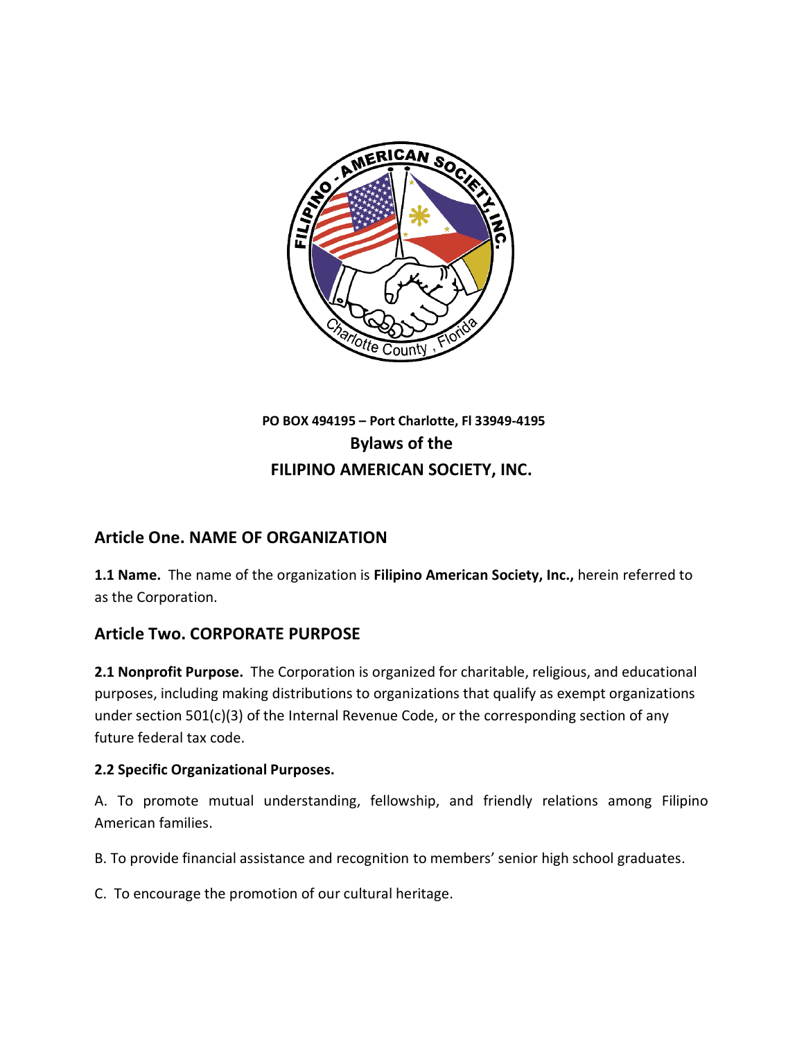**PO BOX 494195 – Port Charlotte, Fl 33949-4195**

# Bylaws of the FILIPINO AMERICAN SOCIETY, INC.

## Article One. NAME OF ORGANIZATION

**1.1 Name.** The name of the organization is **Filipino American Society, Inc.,** herein referred to as the Corporation.

## Article Two. CORPORATE PURPOSE

**2.1 Nonprofit Purpose.** The Corporation is organized for charitable, religious, and educational purposes, including making distributions to organizations that qualify as exempt organizations under section 501(c)(3) of the Internal Revenue Code, or the corresponding section of any future federal tax code.

**2.2 Specific Organizational Purposes.**

A. To promote mutual understanding, fellowship, and friendly relations among Filipino American families.

B. To provide financial assistance and recognition to members' senior high school graduates.

C. To encourage the promotion of our cultural heritage.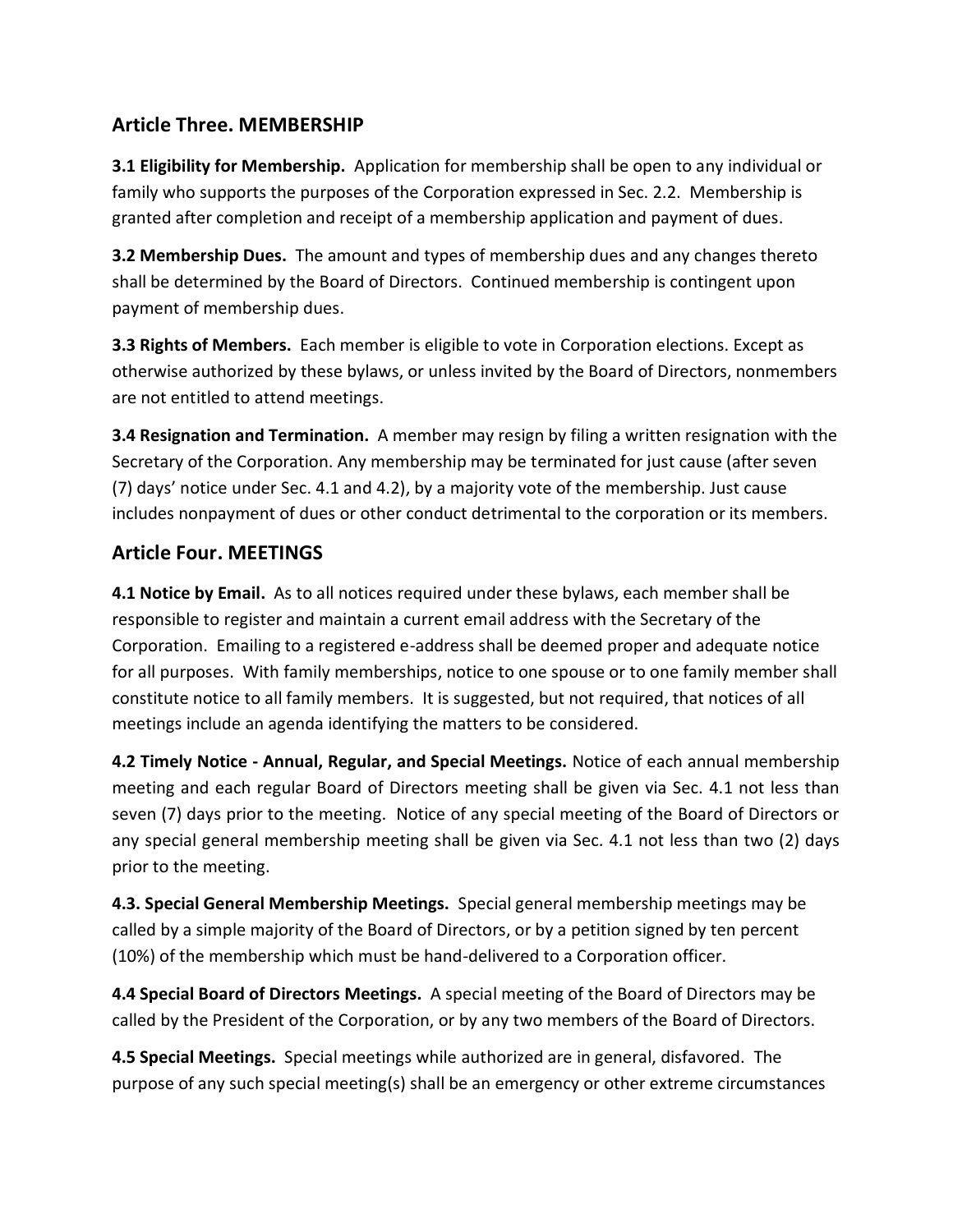## Article Three. MEMBERSHIP

**3.1 Eligibility for Membership.** Application for membership shall be open to any individual or family who supports the purposes of the Corporation expressed in Sec. 2.2. Membership is granted after completion and receipt of a membership application and payment of dues.

**3.2 Membership Dues.** The amount and types of membership dues and any changes thereto shall be determined by the Board of Directors. Continued membership is contingent upon payment of membership dues.

**3.3 Rights of Members.** Each member is eligible to vote in Corporation elections. Except as otherwise authorized by these bylaws, or unless invited by the Board of Directors, nonmembers are not entitled to attend meetings.

**3.4 Resignation and Termination.** A member may resign by filing a written resignation with the Secretary of the Corporation. Any membership may be terminated for just cause (after seven (7) days' notice under Sec. 4.1 and 4.2), by a majority vote of the membership. Just cause includes nonpayment of dues or other conduct detrimental to the corporation or its members.

## Article Four. MEETINGS

**4.1 Notice by Email.** As to all notices required under these bylaws, each member shall be responsible to register and maintain a current email address with the Secretary of the Corporation. Emailing to a registered e-address shall be deemed proper and adequate notice for all purposes. With family memberships, notice to one spouse or to one family member shall constitute notice to all family members. It is suggested, but not required, that notices of all meetings include an agenda identifying the matters to be considered.

**4.2 Timely Notice - Annual, Regular, and Special Meetings.** Notice of each annual membership meeting and each regular Board of Directors meeting shall be given via Sec. 4.1 not less than seven (7) days prior to the meeting. Notice of any special meeting of the Board of Directors or any special general membership meeting shall be given via Sec. 4.1 not less than two (2) days prior to the meeting.

**4.3. Special General Membership Meetings.** Special general membership meetings may be called by a simple majority of the Board of Directors, or by a petition signed by ten percent (10%) of the membership which must be hand-delivered to a Corporation officer.

**4.4 Special Board of Directors Meetings.** A special meeting of the Board of Directors may be called by the President of the Corporation, or by any two members of the Board of Directors.

**4.5 Special Meetings.** Special meetings while authorized are in general, disfavored. The purpose of any such special meeting(s) shall be an emergency or other extreme circumstances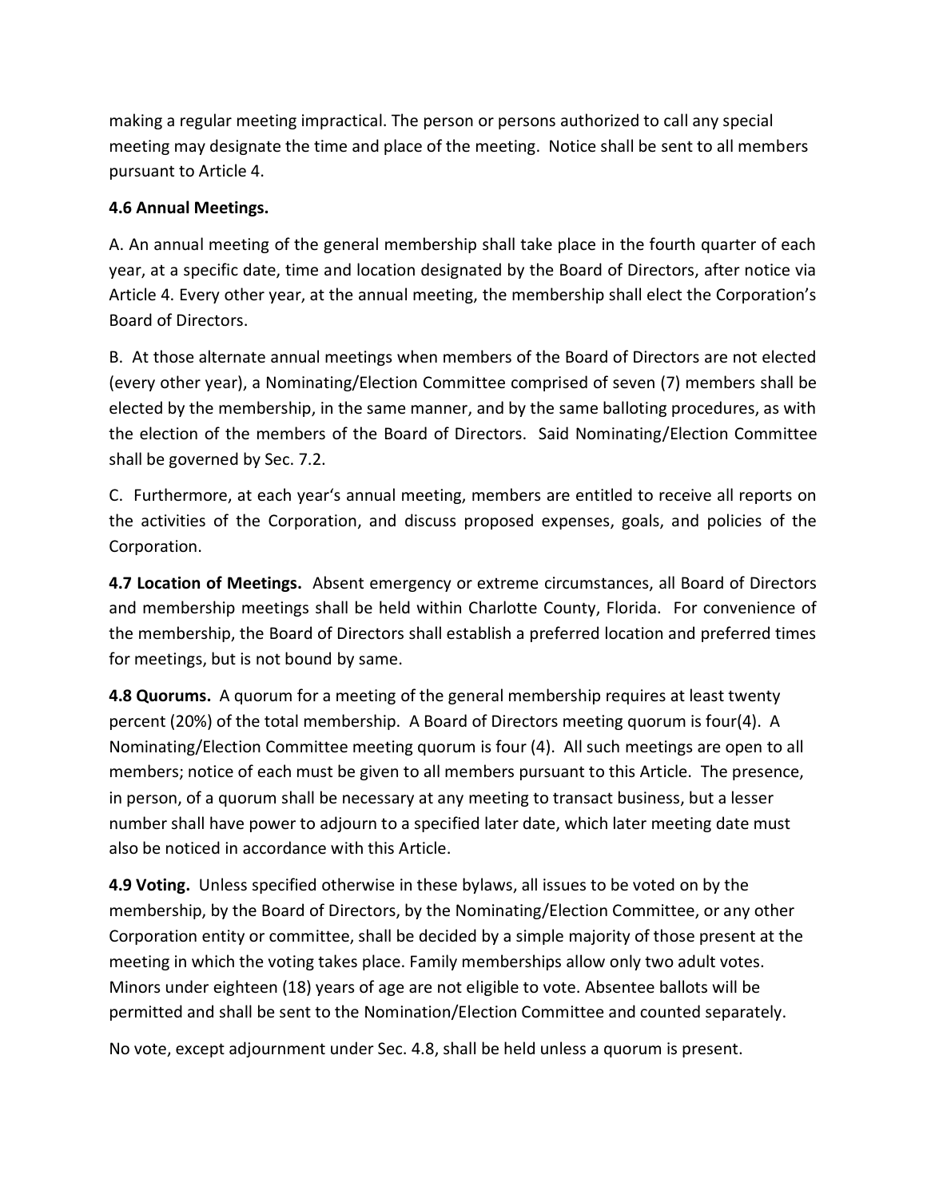making a regular meeting impractical. The person or persons authorized to call any special meeting may designate the time and place of the meeting. Notice shall be sent to all members pursuant to Article 4.

**4.6 Annual Meetings.**

A. An annual meeting of the general membership shall take place in the fourth quarter of each year, at a specific date, time and location designated by the Board of Directors, after notice via Article 4. Every other year, at the annual meeting, the membership shall elect the Corporation's Board of Directors.

B. At those alternate annual meetings when members of the Board of Directors are not elected (every other year), a Nominating/Election Committee comprised of seven (7) members shall be elected by the membership, in the same manner, and by the same balloting procedures, as with the election of the members of the Board of Directors. Said Nominating/Election Committee shall be governed by Sec. 7.2.

C. Furthermore, at each year's annual meeting, members are entitled to receive all reports on the activities of the Corporation, and discuss proposed expenses, goals, and policies of the Corporation.

**4.7 Location of Meetings.** Absent emergency or extreme circumstances, all Board of Directors and membership meetings shall be held within Charlotte County, Florida. For convenience of the membership, the Board of Directors shall establish a preferred location and preferred times for meetings, but is not bound by same.

**4.8 Quorums.** A quorum for a meeting of the general membership requires at least twenty percent (20%) of the total membership. A Board of Directors meeting quorum is four(4). A Nominating/Election Committee meeting quorum is four (4). All such meetings are open to all members; notice of each must be given to all members pursuant to this Article. The presence, in person, of a quorum shall be necessary at any meeting to transact business, but a lesser number shall have power to adjourn to a specified later date, which later meeting date must also be noticed in accordance with this Article.

**4.9 Voting.** Unless specified otherwise in these bylaws, all issues to be voted on by the membership, by the Board of Directors, by the Nominating/Election Committee, or any other Corporation entity or committee, shall be decided by a simple majority of those present at the meeting in which the voting takes place. Family memberships allow only two adult votes. Minors under eighteen (18) years of age are not eligible to vote. Absentee ballots will be permitted and shall be sent to the Nomination/Election Committee and counted separately.

No vote, except adjournment under Sec. 4.8, shall be held unless a quorum is present.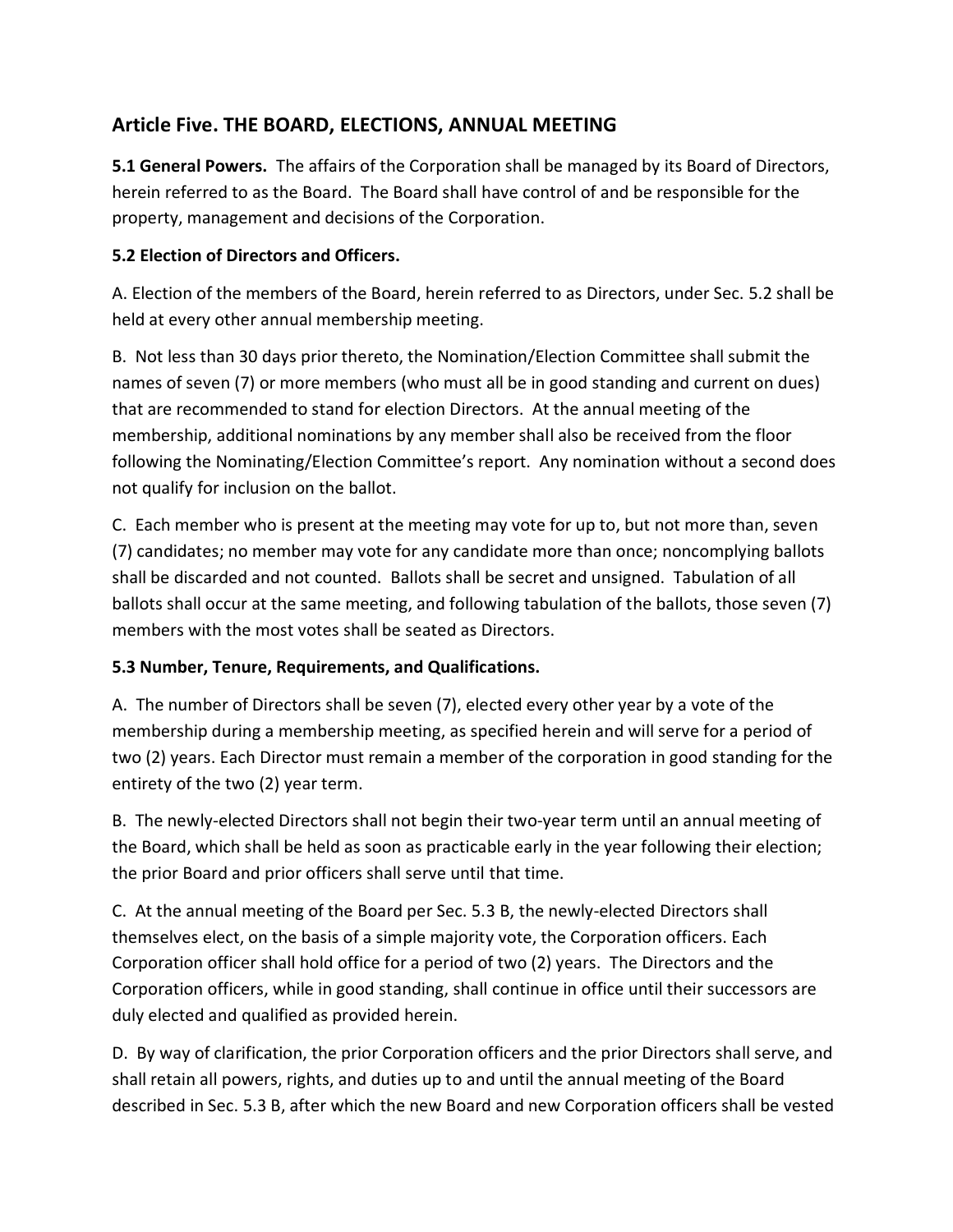## Article Five. THE BOARD, ELECTIONS, ANNUAL MEETING

**5.1 General Powers.** The affairs of the Corporation shall be managed by its Board of Directors, herein referred to as the Board. The Board shall have control of and be responsible for the property, management and decisions of the Corporation.

**5.2 Election of Directors and Officers.**

A. Election of the members of the Board, herein referred to as Directors, under Sec. 5.2 shall be held at every other annual membership meeting.

B. Not less than 30 days prior thereto, the Nomination/Election Committee shall submit the names of seven (7) or more members (who must all be in good standing and current on dues) that are recommended to stand for election Directors. At the annual meeting of the membership, additional nominations by any member shall also be received from the floor following the Nominating/Election Committee's report. Any nomination without a second does not qualify for inclusion on the ballot.

C. Each member who is present at the meeting may vote for up to, but not more than, seven (7) candidates; no member may vote for any candidate more than once; noncomplying ballots shall be discarded and not counted. Ballots shall be secret and unsigned. Tabulation of all ballots shall occur at the same meeting, and following tabulation of the ballots, those seven (7) members with the most votes shall be seated as Directors.

**5.3 Number, Tenure, Requirements, and Qualifications.**

A. The number of Directors shall be seven (7), elected every other year by a vote of the membership during a membership meeting, as specified herein and will serve for a period of two (2) years. Each Director must remain a member of the corporation in good standing for the entirety of the two (2) year term.

B. The newly-elected Directors shall not begin their two-year term until an annual meeting of the Board, which shall be held as soon as practicable early in the year following their election; the prior Board and prior officers shall serve until that time.

C. At the annual meeting of the Board per Sec. 5.3 B, the newly-elected Directors shall themselves elect, on the basis of a simple majority vote, the Corporation officers. Each Corporation officer shall hold office for a period of two (2) years. The Directors and the Corporation officers, while in good standing, shall continue in office until their successors are duly elected and qualified as provided herein.

D. By way of clarification, the prior Corporation officers and the prior Directors shall serve, and shall retain all powers, rights, and duties up to and until the annual meeting of the Board described in Sec. 5.3 B, after which the new Board and new Corporation officers shall be vested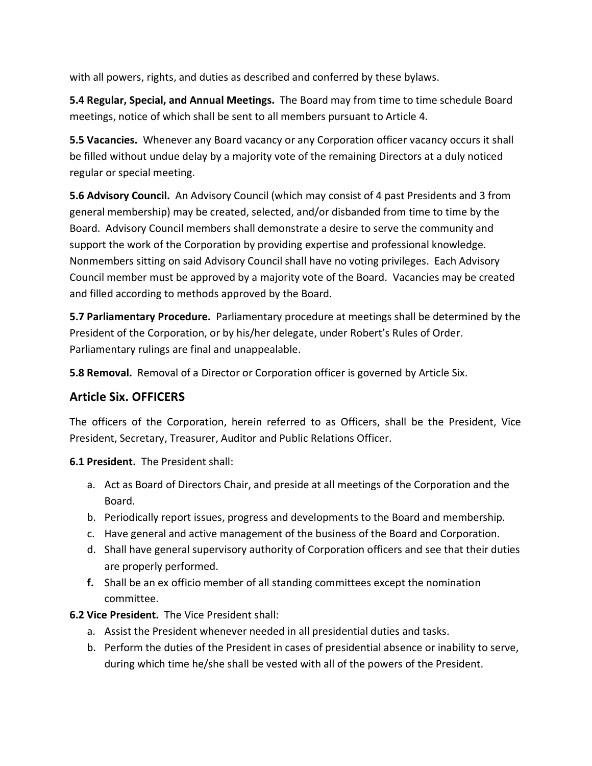with all powers, rights, and duties as described and conferred by these bylaws.

**5.4 Regular, Special, and Annual Meetings.** The Board may from time to time schedule Board meetings, notice of which shall be sent to all members pursuant to Article 4.

**5.5 Vacancies.** Whenever any Board vacancy or any Corporation officer vacancy occurs it shall be filled without undue delay by a majority vote of the remaining Directors at a duly noticed regular or special meeting.

**5.6 Advisory Council.** An Advisory Council (which may consist of 4 past Presidents and 3 from general membership) may be created, selected, and/or disbanded from time to time by the Board. Advisory Council members shall demonstrate a desire to serve the community and support the work of the Corporation by providing expertise and professional knowledge. Nonmembers sitting on said Advisory Council shall have no voting privileges. Each Advisory Council member must be approved by a majority vote of the Board. Vacancies may be created and filled according to methods approved by the Board.

**5.7 Parliamentary Procedure.** Parliamentary procedure at meetings shall be determined by the President of the Corporation, or by his/her delegate, under Robert's Rules of Order. Parliamentary rulings are final and unappealable.

**5.8 Removal.** Removal of a Director or Corporation officer is governed by Article Six.

## Article Six. OFFICERS

The officers of the Corporation, herein referred to as Officers, shall be the President, Vice President, Secretary, Treasurer, Auditor and Public Relations Officer.

**6.1 President.** The President shall:

a. Act as Board of Directors Chair, and preside at all meetings of the Corporation and the Board.
b. Periodically report issues, progress and developments to the Board and membership.
c. Have general and active management of the business of the Board and Corporation.
d. Shall have general supervisory authority of Corporation officers and see that their duties are properly performed.
**f.** Shall be an ex officio member of all standing committees except the nomination committee.

**6.2 Vice President.** The Vice President shall:

a. Assist the President whenever needed in all presidential duties and tasks.
b. Perform the duties of the President in cases of presidential absence or inability to serve, during which time he/she shall be vested with all of the powers of the President.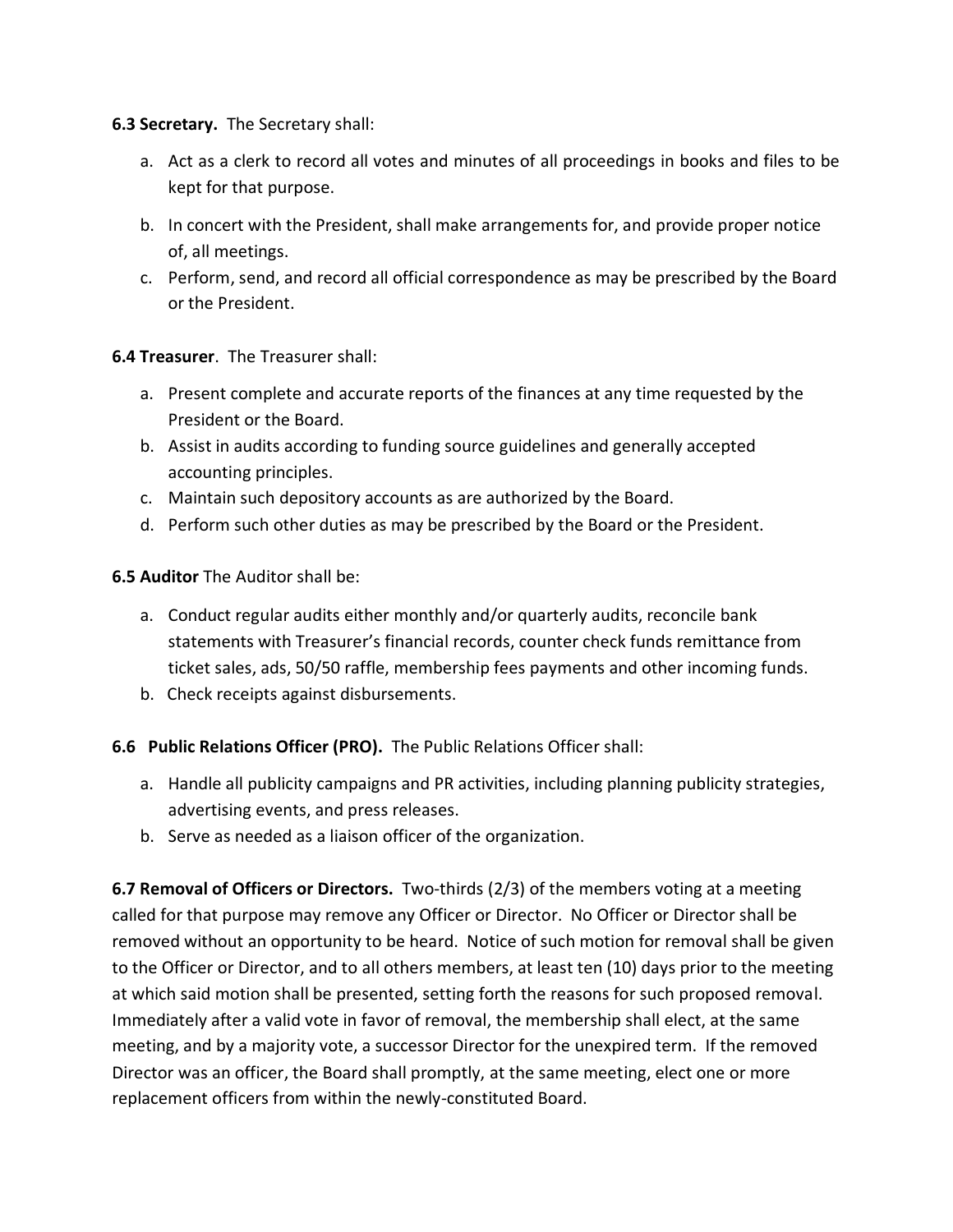**6.3 Secretary.** The Secretary shall:

a. Act as a clerk to record all votes and minutes of all proceedings in books and files to be kept for that purpose.
b. In concert with the President, shall make arrangements for, and provide proper notice of, all meetings.
c. Perform, send, and record all official correspondence as may be prescribed by the Board or the President.

**6.4 Treasurer**. The Treasurer shall:

a. Present complete and accurate reports of the finances at any time requested by the President or the Board.
b. Assist in audits according to funding source guidelines and generally accepted accounting principles.
c. Maintain such depository accounts as are authorized by the Board.
d. Perform such other duties as may be prescribed by the Board or the President.

**6.5 Auditor** The Auditor shall be:

a. Conduct regular audits either monthly and/or quarterly audits, reconcile bank statements with Treasurer's financial records, counter check funds remittance from ticket sales, ads, 50/50 raffle, membership fees payments and other incoming funds.
b. Check receipts against disbursements.

**6.6 Public Relations Officer (PRO).** The Public Relations Officer shall:

a. Handle all publicity campaigns and PR activities, including planning publicity strategies, advertising events, and press releases.
b. Serve as needed as a liaison officer of the organization.

**6.7 Removal of Officers or Directors.** Two-thirds (2/3) of the members voting at a meeting called for that purpose may remove any Officer or Director. No Officer or Director shall be removed without an opportunity to be heard. Notice of such motion for removal shall be given to the Officer or Director, and to all others members, at least ten (10) days prior to the meeting at which said motion shall be presented, setting forth the reasons for such proposed removal. Immediately after a valid vote in favor of removal, the membership shall elect, at the same meeting, and by a majority vote, a successor Director for the unexpired term. If the removed Director was an officer, the Board shall promptly, at the same meeting, elect one or more replacement officers from within the newly-constituted Board.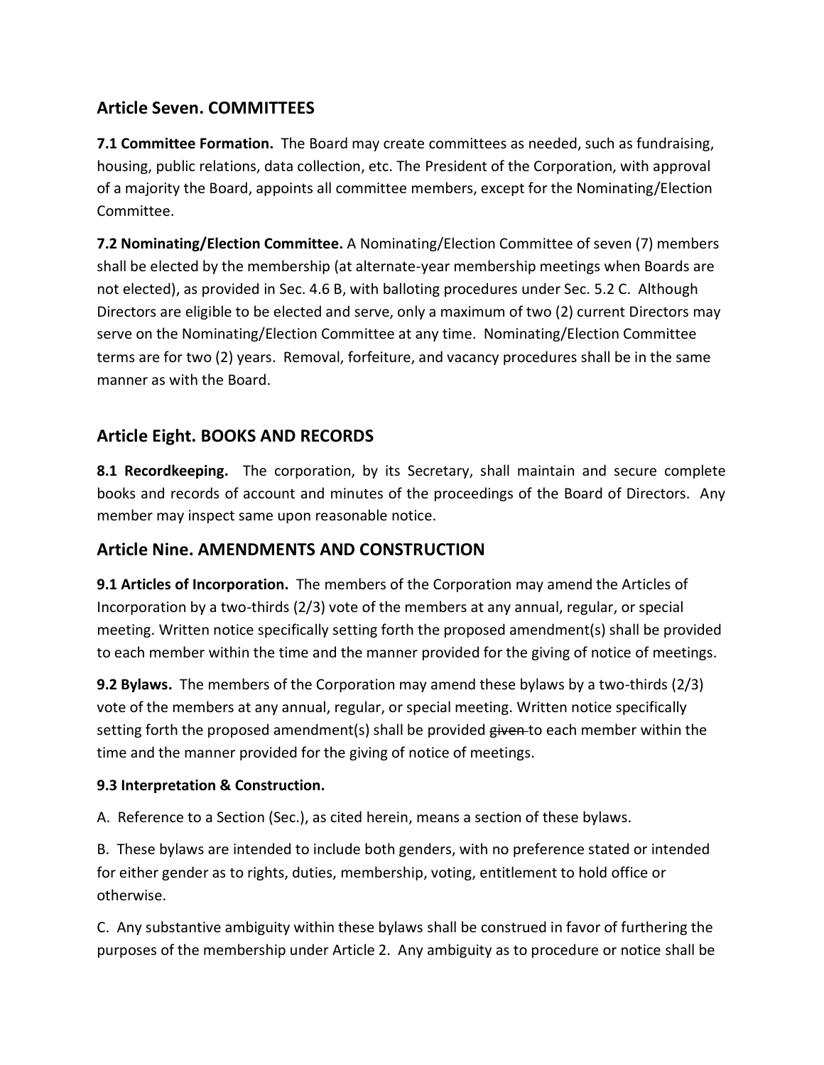## Article Seven. COMMITTEES

**7.1 Committee Formation.** The Board may create committees as needed, such as fundraising, housing, public relations, data collection, etc. The President of the Corporation, with approval of a majority the Board, appoints all committee members, except for the Nominating/Election Committee.

**7.2 Nominating/Election Committee.** A Nominating/Election Committee of seven (7) members shall be elected by the membership (at alternate-year membership meetings when Boards are not elected), as provided in Sec. 4.6 B, with balloting procedures under Sec. 5.2 C. Although Directors are eligible to be elected and serve, only a maximum of two (2) current Directors may serve on the Nominating/Election Committee at any time. Nominating/Election Committee terms are for two (2) years. Removal, forfeiture, and vacancy procedures shall be in the same manner as with the Board.

## Article Eight. BOOKS AND RECORDS

**8.1 Recordkeeping.** The corporation, by its Secretary, shall maintain and secure complete books and records of account and minutes of the proceedings of the Board of Directors. Any member may inspect same upon reasonable notice.

## Article Nine. AMENDMENTS AND CONSTRUCTION

**9.1 Articles of Incorporation.** The members of the Corporation may amend the Articles of Incorporation by a two-thirds (2/3) vote of the members at any annual, regular, or special meeting. Written notice specifically setting forth the proposed amendment(s) shall be provided to each member within the time and the manner provided for the giving of notice of meetings.

**9.2 Bylaws.** The members of the Corporation may amend these bylaws by a two-thirds (2/3) vote of the members at any annual, regular, or special meeting. Written notice specifically setting forth the proposed amendment(s) shall be provided ~~given~~ to each member within the time and the manner provided for the giving of notice of meetings.

**9.3 Interpretation & Construction.**

A. Reference to a Section (Sec.), as cited herein, means a section of these bylaws.

B. These bylaws are intended to include both genders, with no preference stated or intended for either gender as to rights, duties, membership, voting, entitlement to hold office or otherwise.

C. Any substantive ambiguity within these bylaws shall be construed in favor of furthering the purposes of the membership under Article 2. Any ambiguity as to procedure or notice shall be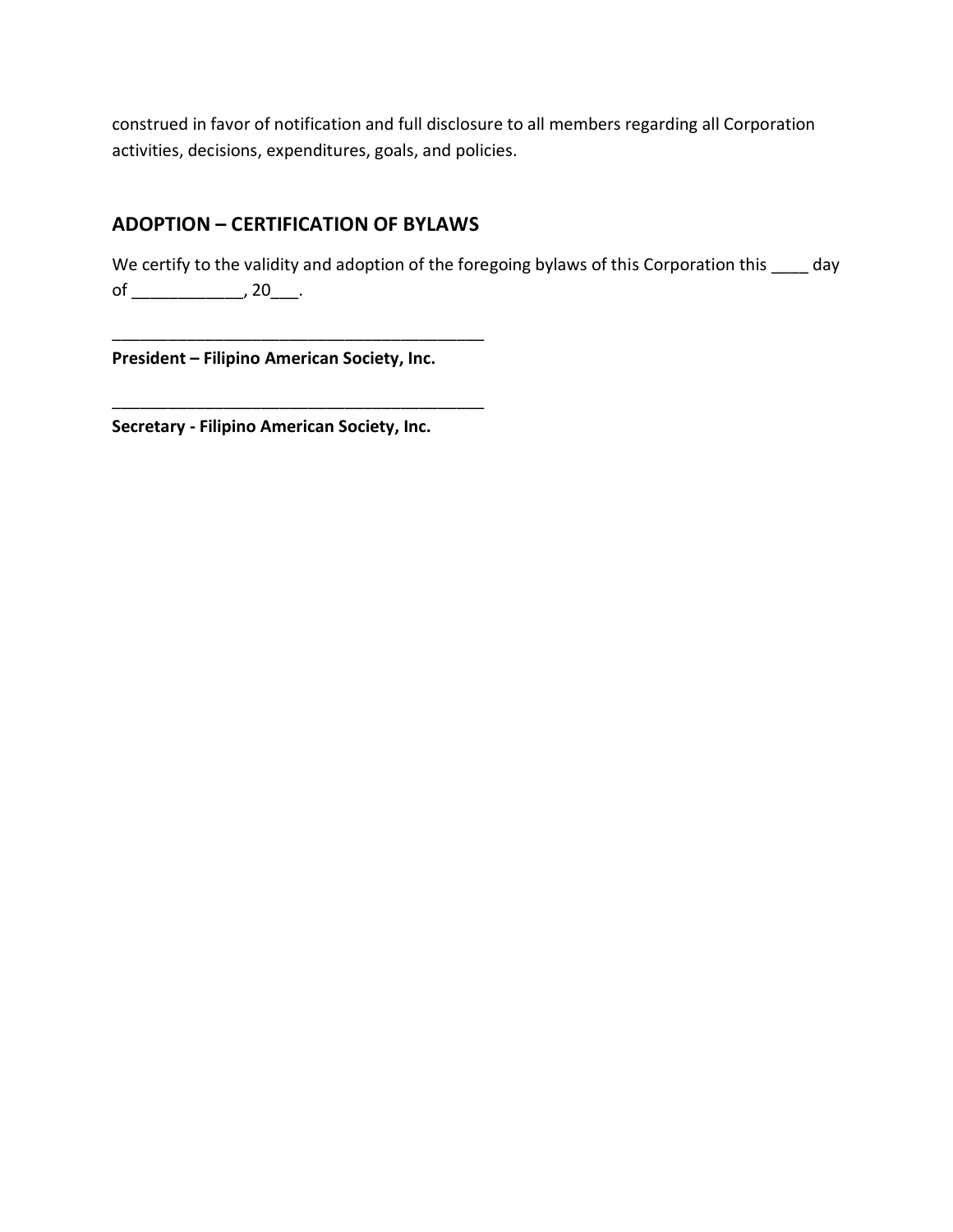construed in favor of notification and full disclosure to all members regarding all Corporation activities, decisions, expenditures, goals, and policies.

## ADOPTION – CERTIFICATION OF BYLAWS

We certify to the validity and adoption of the foregoing bylaws of this Corporation this ____ day of ____________, 20___.

_________________________________________

**President – Filipino American Society, Inc.**

_________________________________________

**Secretary - Filipino American Society, Inc.**